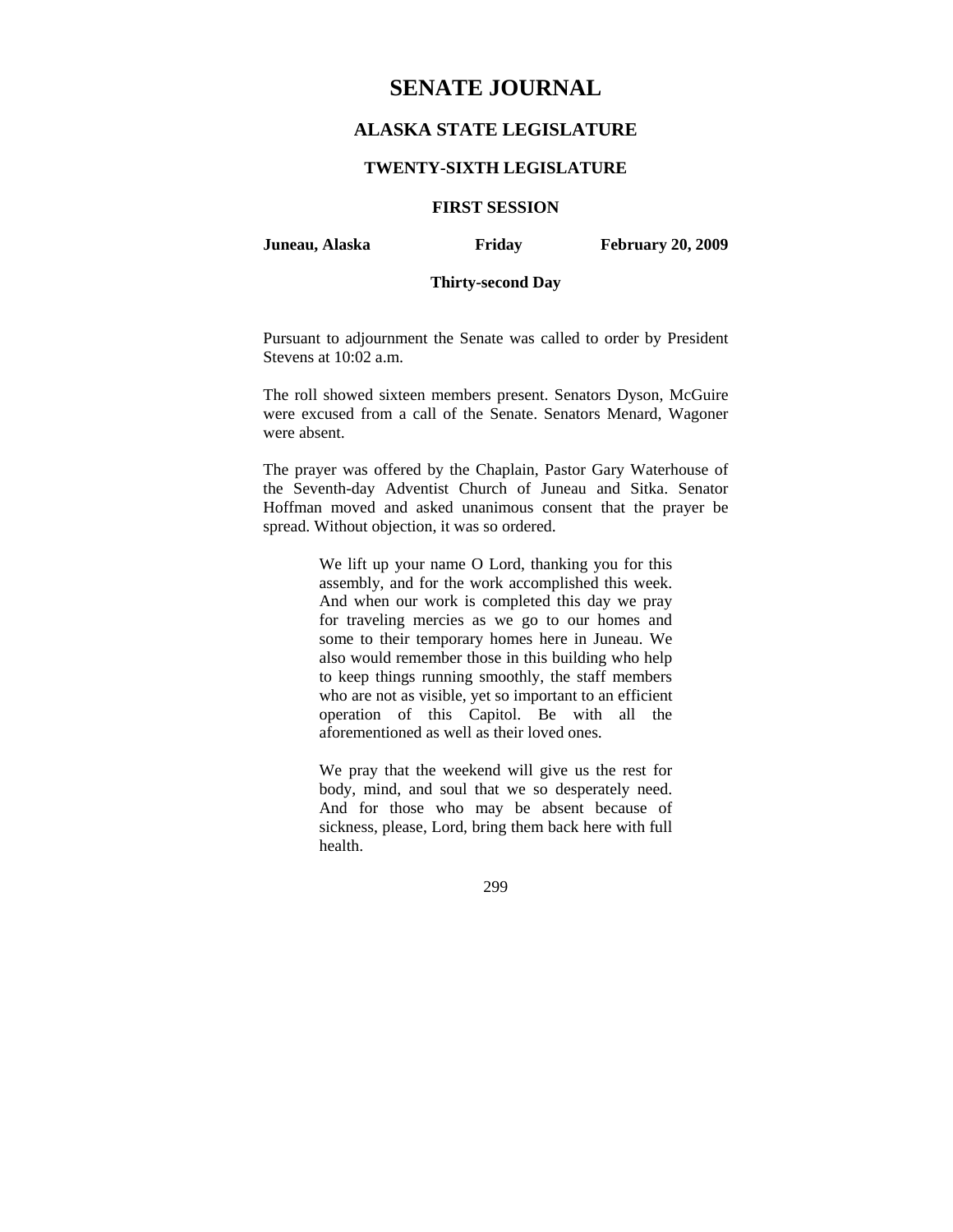# SENATE JOURNAL

## ALASKA STATE LEGISLATURE

### TWENTY-SIXTH LEGISLATURE

### FIRST SESSION

**Juneau, Alaska** **Friday** **February 20, 2009**

**Thirty-second Day**

Pursuant to adjournment the Senate was called to order by President Stevens at 10:02 a.m.

The roll showed sixteen members present. Senators Dyson, McGuire were excused from a call of the Senate. Senators Menard, Wagoner were absent.

The prayer was offered by the Chaplain, Pastor Gary Waterhouse of the Seventh-day Adventist Church of Juneau and Sitka. Senator Hoffman moved and asked unanimous consent that the prayer be spread. Without objection, it was so ordered.

> We lift up your name O Lord, thanking you for this assembly, and for the work accomplished this week. And when our work is completed this day we pray for traveling mercies as we go to our homes and some to their temporary homes here in Juneau. We also would remember those in this building who help to keep things running smoothly, the staff members who are not as visible, yet so important to an efficient operation of this Capitol. Be with all the aforementioned as well as their loved ones.
>
> We pray that the weekend will give us the rest for body, mind, and soul that we so desperately need. And for those who may be absent because of sickness, please, Lord, bring them back here with full health.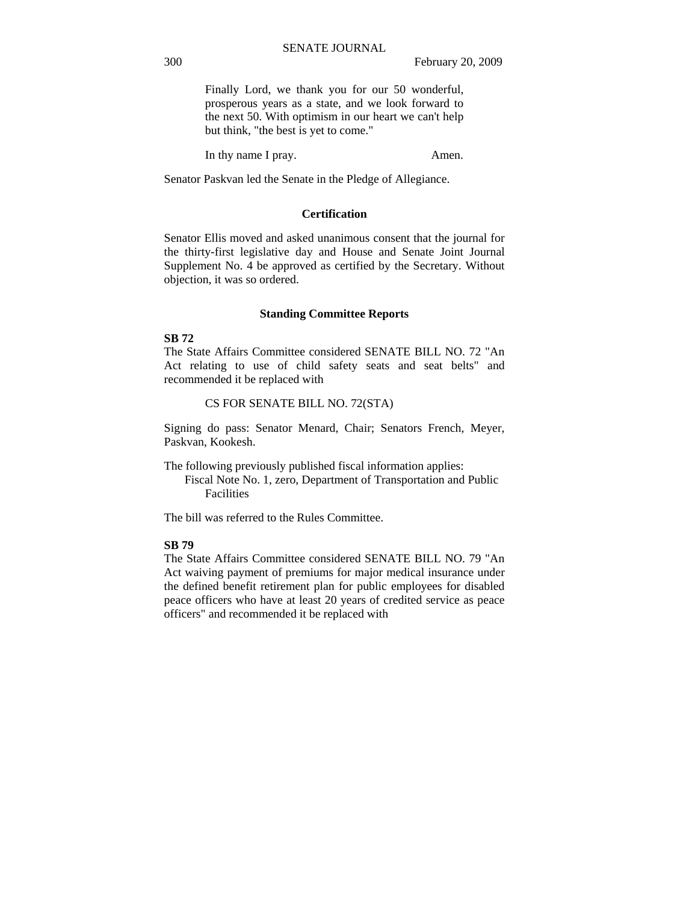Finally Lord, we thank you for our 50 wonderful, prosperous years as a state, and we look forward to the next 50. With optimism in our heart we can't help but think, "the best is yet to come."

In thy name I pray. Amen.

Senator Paskvan led the Senate in the Pledge of Allegiance.

## Certification

Senator Ellis moved and asked unanimous consent that the journal for the thirty-first legislative day and House and Senate Joint Journal Supplement No. 4 be approved as certified by the Secretary. Without objection, it was so ordered.

## Standing Committee Reports

**SB 72**

The State Affairs Committee considered SENATE BILL NO. 72 "An Act relating to use of child safety seats and seat belts" and recommended it be replaced with

CS FOR SENATE BILL NO. 72(STA)

Signing do pass: Senator Menard, Chair; Senators French, Meyer, Paskvan, Kookesh.

The following previously published fiscal information applies:

Fiscal Note No. 1, zero, Department of Transportation and Public Facilities

The bill was referred to the Rules Committee.

**SB 79**

The State Affairs Committee considered SENATE BILL NO. 79 "An Act waiving payment of premiums for major medical insurance under the defined benefit retirement plan for public employees for disabled peace officers who have at least 20 years of credited service as peace officers" and recommended it be replaced with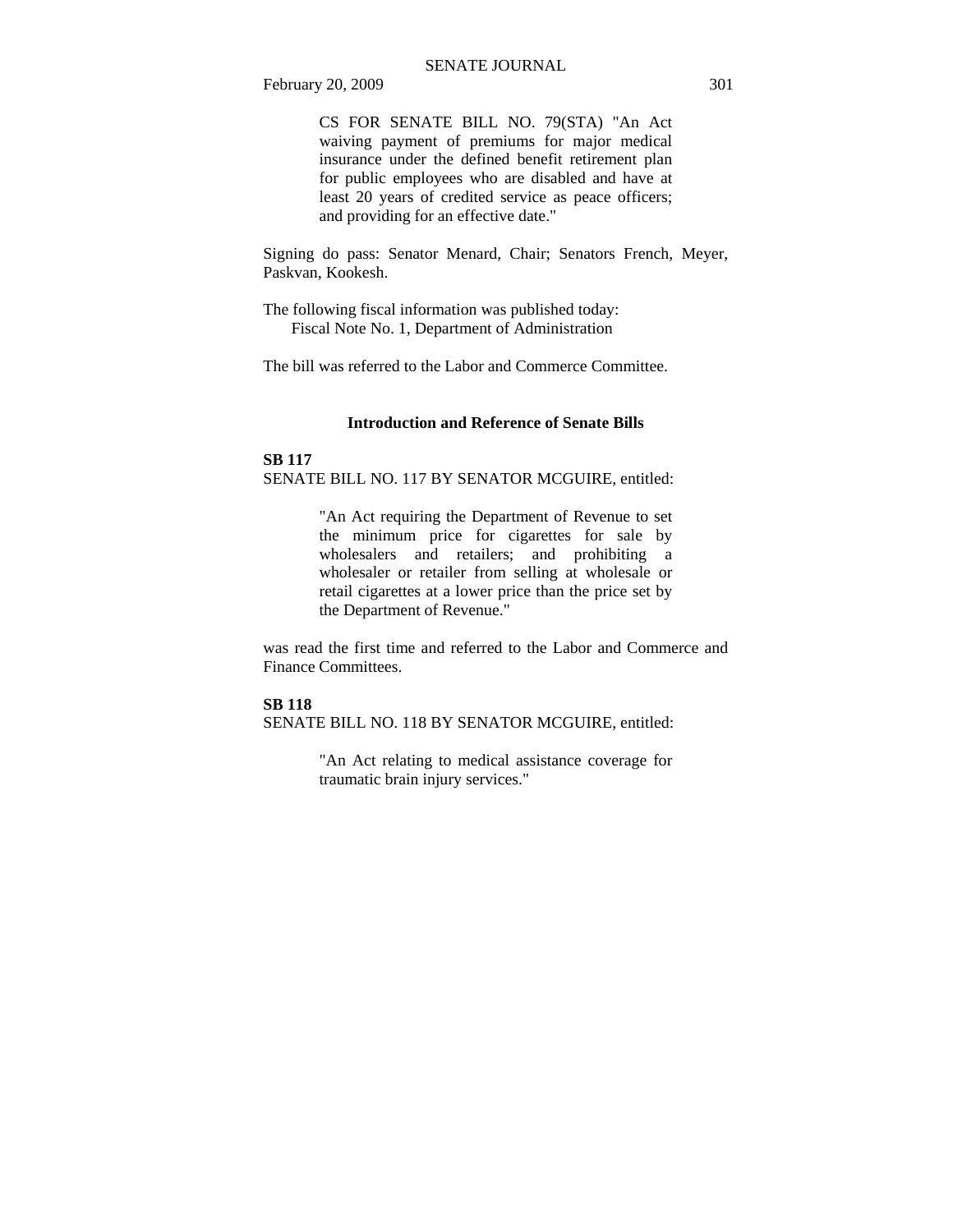CS FOR SENATE BILL NO. 79(STA) "An Act waiving payment of premiums for major medical insurance under the defined benefit retirement plan for public employees who are disabled and have at least 20 years of credited service as peace officers; and providing for an effective date."

Signing do pass: Senator Menard, Chair; Senators French, Meyer, Paskvan, Kookesh.

The following fiscal information was published today:
Fiscal Note No. 1, Department of Administration

The bill was referred to the Labor and Commerce Committee.

## Introduction and Reference of Senate Bills

**SB 117**
SENATE BILL NO. 117 BY SENATOR MCGUIRE, entitled:

"An Act requiring the Department of Revenue to set the minimum price for cigarettes for sale by wholesalers and retailers; and prohibiting a wholesaler or retailer from selling at wholesale or retail cigarettes at a lower price than the price set by the Department of Revenue."

was read the first time and referred to the Labor and Commerce and Finance Committees.

**SB 118**
SENATE BILL NO. 118 BY SENATOR MCGUIRE, entitled:

"An Act relating to medical assistance coverage for traumatic brain injury services."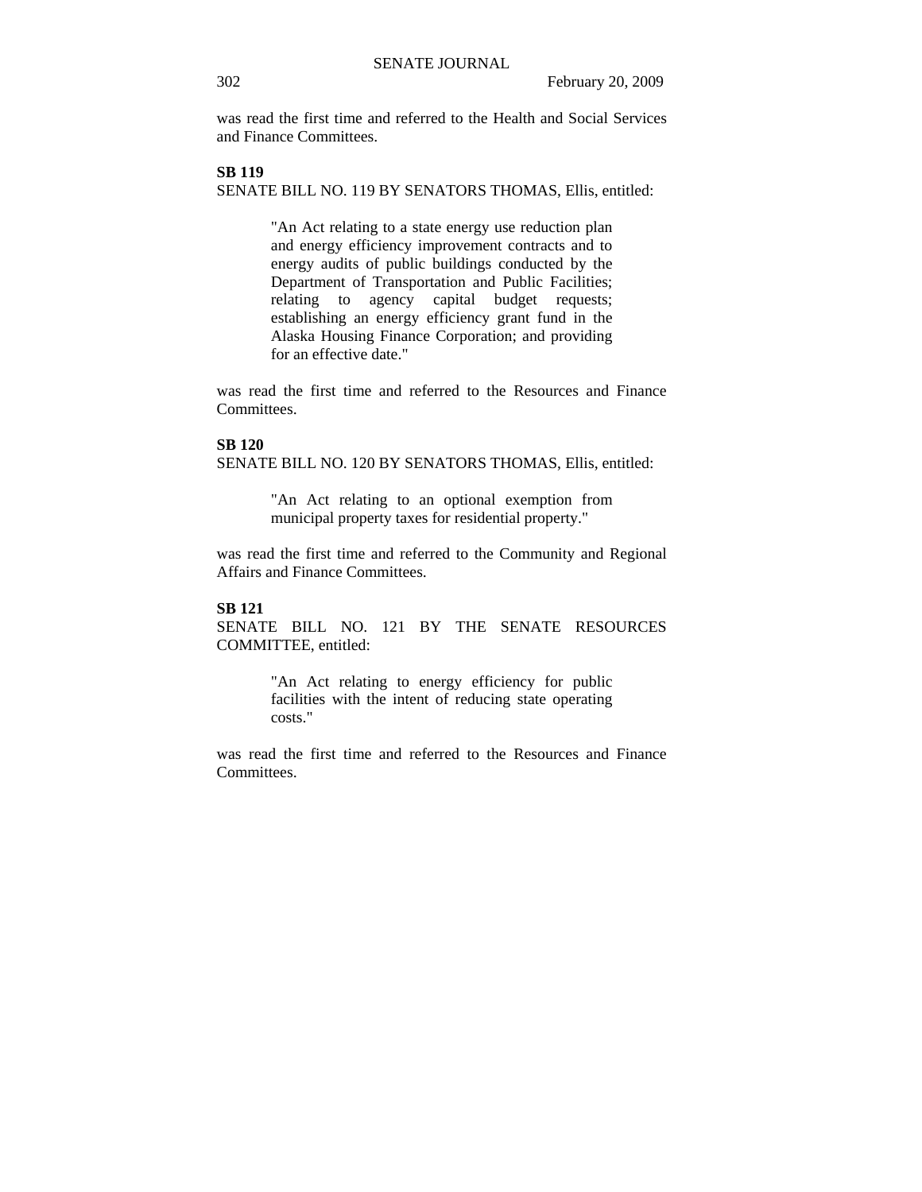was read the first time and referred to the Health and Social Services and Finance Committees.

**SB 119**

SENATE BILL NO. 119 BY SENATORS THOMAS, Ellis, entitled:

> "An Act relating to a state energy use reduction plan and energy efficiency improvement contracts and to energy audits of public buildings conducted by the Department of Transportation and Public Facilities; relating to agency capital budget requests; establishing an energy efficiency grant fund in the Alaska Housing Finance Corporation; and providing for an effective date."

was read the first time and referred to the Resources and Finance Committees.

**SB 120**

SENATE BILL NO. 120 BY SENATORS THOMAS, Ellis, entitled:

> "An Act relating to an optional exemption from municipal property taxes for residential property."

was read the first time and referred to the Community and Regional Affairs and Finance Committees.

**SB 121**

SENATE BILL NO. 121 BY THE SENATE RESOURCES COMMITTEE, entitled:

> "An Act relating to energy efficiency for public facilities with the intent of reducing state operating costs."

was read the first time and referred to the Resources and Finance Committees.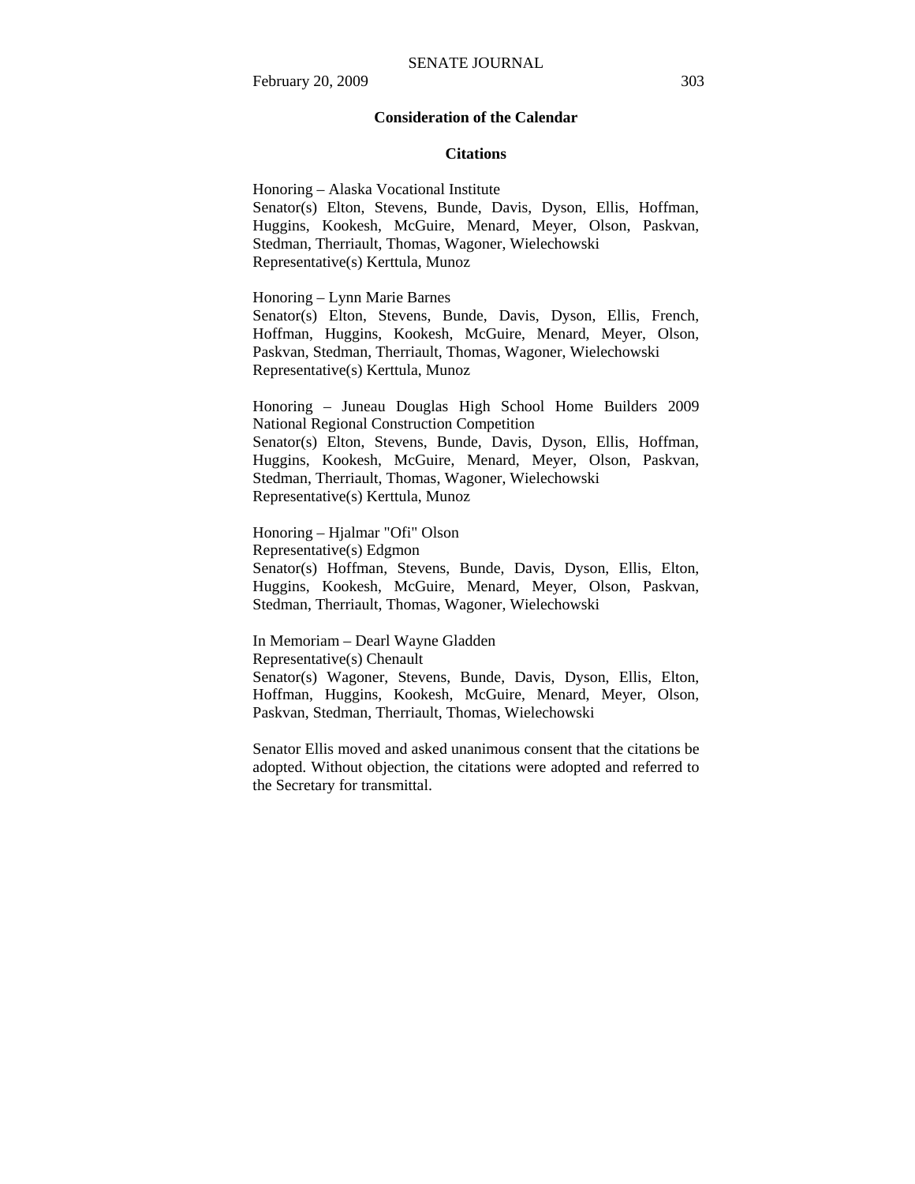## Consideration of the Calendar

### Citations

Honoring – Alaska Vocational Institute
Senator(s) Elton, Stevens, Bunde, Davis, Dyson, Ellis, Hoffman, Huggins, Kookesh, McGuire, Menard, Meyer, Olson, Paskvan, Stedman, Therriault, Thomas, Wagoner, Wielechowski
Representative(s) Kerttula, Munoz

Honoring – Lynn Marie Barnes
Senator(s) Elton, Stevens, Bunde, Davis, Dyson, Ellis, French, Hoffman, Huggins, Kookesh, McGuire, Menard, Meyer, Olson, Paskvan, Stedman, Therriault, Thomas, Wagoner, Wielechowski
Representative(s) Kerttula, Munoz

Honoring – Juneau Douglas High School Home Builders 2009 National Regional Construction Competition
Senator(s) Elton, Stevens, Bunde, Davis, Dyson, Ellis, Hoffman, Huggins, Kookesh, McGuire, Menard, Meyer, Olson, Paskvan, Stedman, Therriault, Thomas, Wagoner, Wielechowski
Representative(s) Kerttula, Munoz

Honoring – Hjalmar "Ofi" Olson
Representative(s) Edgmon
Senator(s) Hoffman, Stevens, Bunde, Davis, Dyson, Ellis, Elton, Huggins, Kookesh, McGuire, Menard, Meyer, Olson, Paskvan, Stedman, Therriault, Thomas, Wagoner, Wielechowski

In Memoriam – Dearl Wayne Gladden
Representative(s) Chenault
Senator(s) Wagoner, Stevens, Bunde, Davis, Dyson, Ellis, Elton, Hoffman, Huggins, Kookesh, McGuire, Menard, Meyer, Olson, Paskvan, Stedman, Therriault, Thomas, Wielechowski

Senator Ellis moved and asked unanimous consent that the citations be adopted. Without objection, the citations were adopted and referred to the Secretary for transmittal.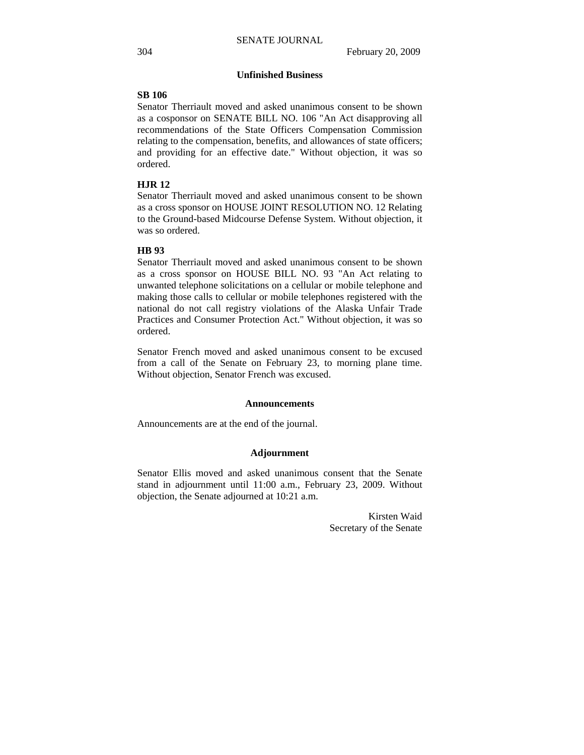## Unfinished Business

**SB 106**

Senator Therriault moved and asked unanimous consent to be shown as a cosponsor on SENATE BILL NO. 106 "An Act disapproving all recommendations of the State Officers Compensation Commission relating to the compensation, benefits, and allowances of state officers; and providing for an effective date." Without objection, it was so ordered.

**HJR 12**

Senator Therriault moved and asked unanimous consent to be shown as a cross sponsor on HOUSE JOINT RESOLUTION NO. 12 Relating to the Ground-based Midcourse Defense System. Without objection, it was so ordered.

**HB 93**

Senator Therriault moved and asked unanimous consent to be shown as a cross sponsor on HOUSE BILL NO. 93 "An Act relating to unwanted telephone solicitations on a cellular or mobile telephone and making those calls to cellular or mobile telephones registered with the national do not call registry violations of the Alaska Unfair Trade Practices and Consumer Protection Act." Without objection, it was so ordered.

Senator French moved and asked unanimous consent to be excused from a call of the Senate on February 23, to morning plane time. Without objection, Senator French was excused.

## Announcements

Announcements are at the end of the journal.

## Adjournment

Senator Ellis moved and asked unanimous consent that the Senate stand in adjournment until 11:00 a.m., February 23, 2009. Without objection, the Senate adjourned at 10:21 a.m.

Kirsten Waid
Secretary of the Senate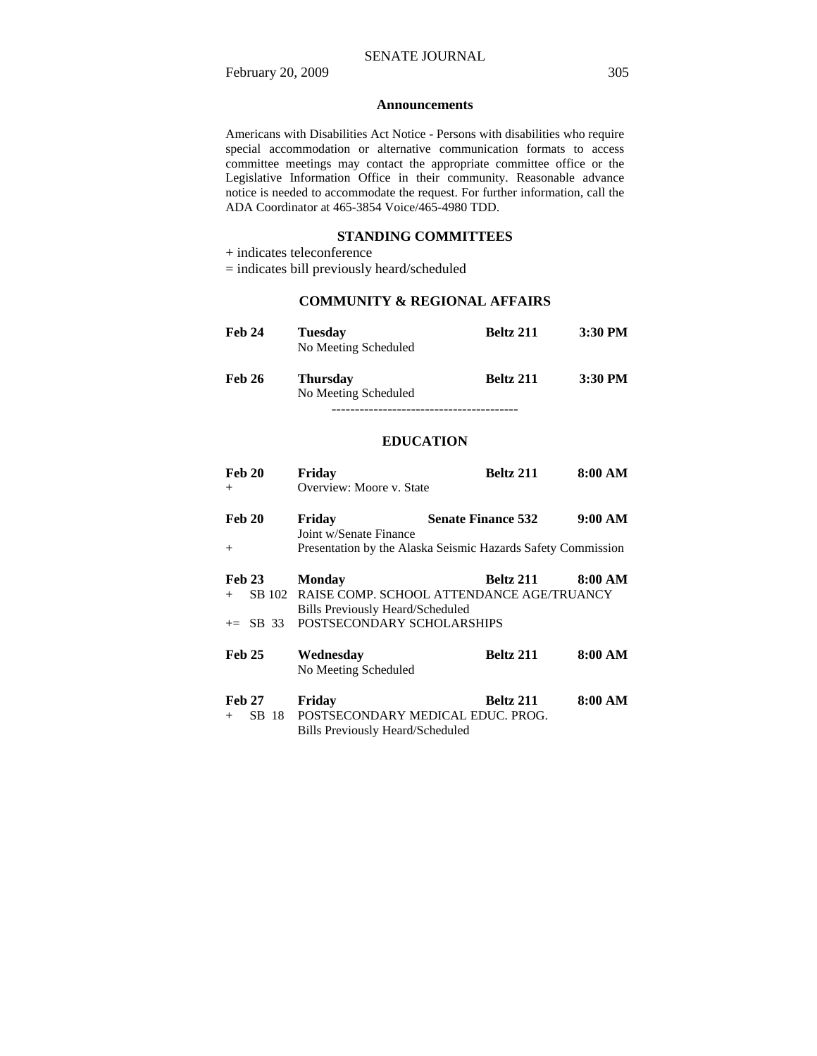## Announcements

Americans with Disabilities Act Notice - Persons with disabilities who require special accommodation or alternative communication formats to access committee meetings may contact the appropriate committee office or the Legislative Information Office in their community. Reasonable advance notice is needed to accommodate the request. For further information, call the ADA Coordinator at 465-3854 Voice/465-4980 TDD.

## STANDING COMMITTEES

+ indicates teleconference

= indicates bill previously heard/scheduled

### COMMUNITY & REGIONAL AFFAIRS

| | | | |
|---|---|---|---|
| **Feb 24** | **Tuesday** | **Beltz 211** | **3:30 PM** |
| | No Meeting Scheduled | | |
| **Feb 26** | **Thursday** | **Beltz 211** | **3:30 PM** |
| | No Meeting Scheduled | | |

----------------------------------------

### EDUCATION

| | | | |
|---|---|---|---|
| **Feb 20** | **Friday** | **Beltz 211** | **8:00 AM** |
| + | Overview: Moore v. State | | |
| **Feb 20** | **Friday** | **Senate Finance 532** | **9:00 AM** |
| | Joint w/Senate Finance | | |
| + | Presentation by the Alaska Seismic Hazards Safety Commission | | |
| **Feb 23** | **Monday** | **Beltz 211** | **8:00 AM** |
| + SB 102 | RAISE COMP. SCHOOL ATTENDANCE AGE/TRUANCY | | |
| | Bills Previously Heard/Scheduled | | |
| += SB 33 | POSTSECONDARY SCHOLARSHIPS | | |
| **Feb 25** | **Wednesday** | **Beltz 211** | **8:00 AM** |
| | No Meeting Scheduled | | |
| **Feb 27** | **Friday** | **Beltz 211** | **8:00 AM** |
| + SB 18 | POSTSECONDARY MEDICAL EDUC. PROG. | | |
| | Bills Previously Heard/Scheduled | | |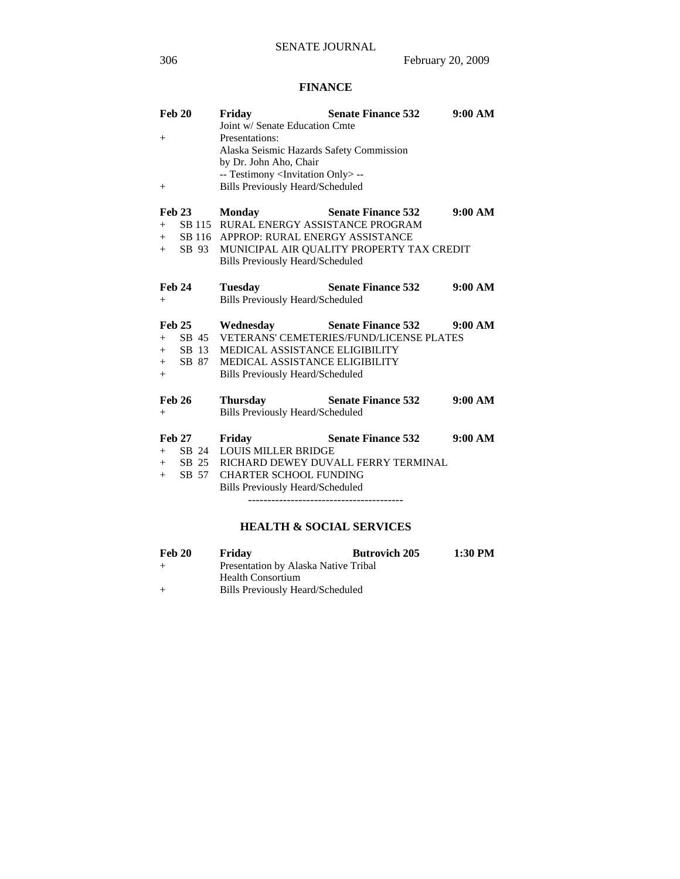## FINANCE

**Feb 20** **Friday** **Senate Finance 532** **9:00 AM**
Joint w/ Senate Education Cmte
\+ Presentations:
Alaska Seismic Hazards Safety Commission
by Dr. John Aho, Chair
-- Testimony <Invitation Only> --
\+ Bills Previously Heard/Scheduled

**Feb 23** **Monday** **Senate Finance 532** **9:00 AM**
\+ SB 115 RURAL ENERGY ASSISTANCE PROGRAM
\+ SB 116 APPROP: RURAL ENERGY ASSISTANCE
\+ SB 93 MUNICIPAL AIR QUALITY PROPERTY TAX CREDIT
Bills Previously Heard/Scheduled

**Feb 24** **Tuesday** **Senate Finance 532** **9:00 AM**
\+ Bills Previously Heard/Scheduled

**Feb 25** **Wednesday** **Senate Finance 532** **9:00 AM**
\+ SB 45 VETERANS' CEMETERIES/FUND/LICENSE PLATES
\+ SB 13 MEDICAL ASSISTANCE ELIGIBILITY
\+ SB 87 MEDICAL ASSISTANCE ELIGIBILITY
\+ Bills Previously Heard/Scheduled

**Feb 26** **Thursday** **Senate Finance 532** **9:00 AM**
\+ Bills Previously Heard/Scheduled

**Feb 27** **Friday** **Senate Finance 532** **9:00 AM**
\+ SB 24 LOUIS MILLER BRIDGE
\+ SB 25 RICHARD DEWEY DUVALL FERRY TERMINAL
\+ SB 57 CHARTER SCHOOL FUNDING
Bills Previously Heard/Scheduled

----------------------------------------

## HEALTH & SOCIAL SERVICES

**Feb 20** **Friday** **Butrovich 205** **1:30 PM**
\+ Presentation by Alaska Native Tribal
Health Consortium
\+ Bills Previously Heard/Scheduled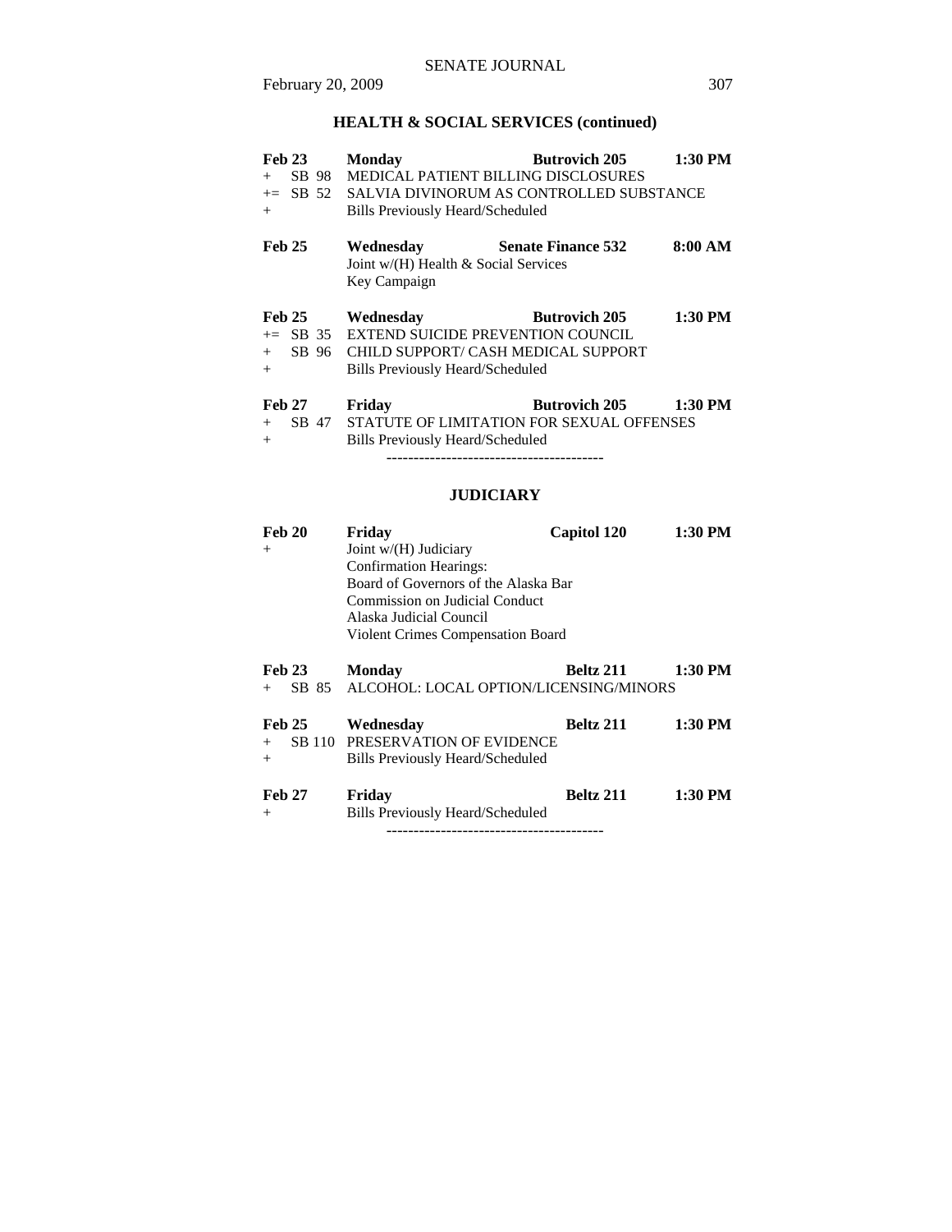## HEALTH & SOCIAL SERVICES (continued)

**Feb 23** **Monday** **Butrovich 205** **1:30 PM**
+ SB 98 MEDICAL PATIENT BILLING DISCLOSURES
+= SB 52 SALVIA DIVINORUM AS CONTROLLED SUBSTANCE
+ Bills Previously Heard/Scheduled

**Feb 25** **Wednesday** **Senate Finance 532** **8:00 AM**
Joint w/(H) Health & Social Services
Key Campaign

**Feb 25** **Wednesday** **Butrovich 205** **1:30 PM**
+= SB 35 EXTEND SUICIDE PREVENTION COUNCIL
+ SB 96 CHILD SUPPORT/ CASH MEDICAL SUPPORT
+ Bills Previously Heard/Scheduled

**Feb 27** **Friday** **Butrovich 205** **1:30 PM**
+ SB 47 STATUTE OF LIMITATION FOR SEXUAL OFFENSES
+ Bills Previously Heard/Scheduled

----------------------------------------

## JUDICIARY

**Feb 20** **Friday** **Capitol 120** **1:30 PM**
+ Joint w/(H) Judiciary
Confirmation Hearings:
Board of Governors of the Alaska Bar
Commission on Judicial Conduct
Alaska Judicial Council
Violent Crimes Compensation Board

**Feb 23** **Monday** **Beltz 211** **1:30 PM**
+ SB 85 ALCOHOL: LOCAL OPTION/LICENSING/MINORS

**Feb 25** **Wednesday** **Beltz 211** **1:30 PM**
+ SB 110 PRESERVATION OF EVIDENCE
+ Bills Previously Heard/Scheduled

**Feb 27** **Friday** **Beltz 211** **1:30 PM**
+ Bills Previously Heard/Scheduled

----------------------------------------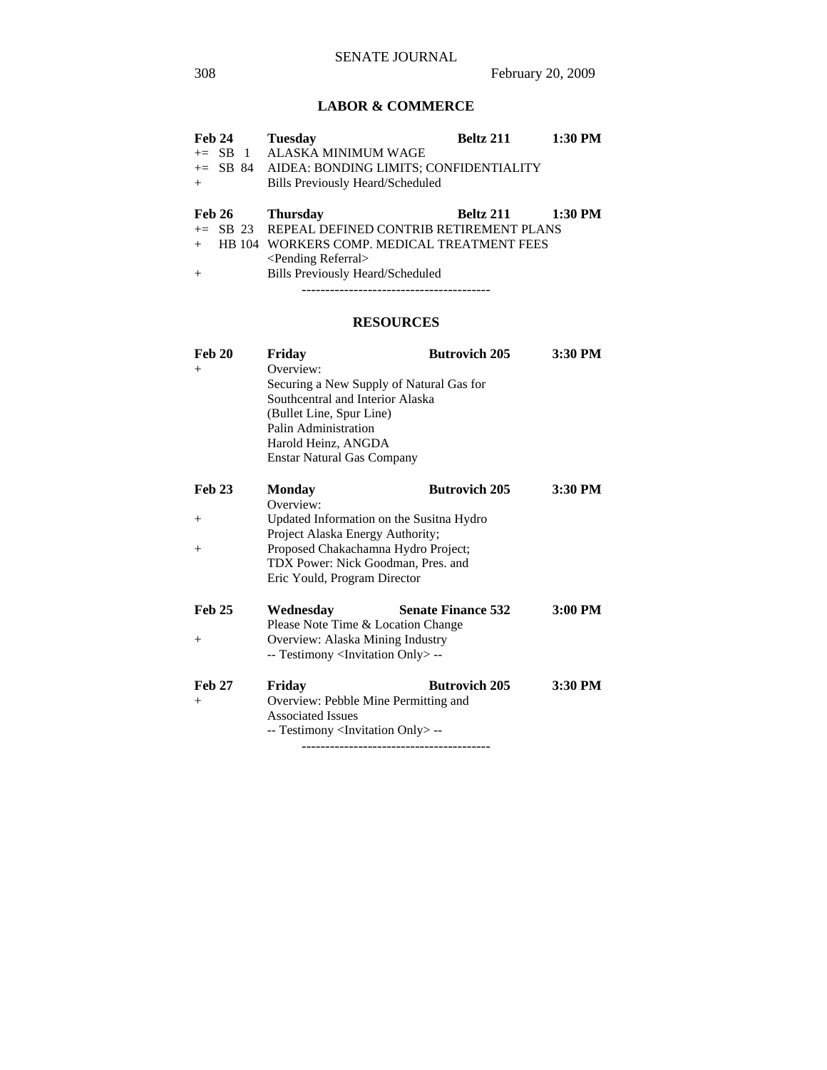## LABOR & COMMERCE

| | | | |
|---|---|---|---|
| **Feb 24** | **Tuesday** | **Beltz 211** | **1:30 PM** |
| += SB 1 | ALASKA MINIMUM WAGE | | |
| += SB 84 | AIDEA: BONDING LIMITS; CONFIDENTIALITY | | |
| + | Bills Previously Heard/Scheduled | | |
| **Feb 26** | **Thursday** | **Beltz 211** | **1:30 PM** |
| += SB 23 | REPEAL DEFINED CONTRIB RETIREMENT PLANS | | |
| + HB 104 | WORKERS COMP. MEDICAL TREATMENT FEES <Pending Referral> | | |
| + | Bills Previously Heard/Scheduled | | |

----------------------------------------

## RESOURCES

| | | | |
|---|---|---|---|
| **Feb 20** | **Friday** | **Butrovich 205** | **3:30 PM** |
| + | Overview: Securing a New Supply of Natural Gas for Southcentral and Interior Alaska (Bullet Line, Spur Line) Palin Administration Harold Heinz, ANGDA Enstar Natural Gas Company | | |
| **Feb 23** | **Monday** | **Butrovich 205** | **3:30 PM** |
| | Overview: | | |
| + | Updated Information on the Susitna Hydro Project Alaska Energy Authority; | | |
| + | Proposed Chakachamna Hydro Project; TDX Power: Nick Goodman, Pres. and Eric Yould, Program Director | | |
| **Feb 25** | **Wednesday** | **Senate Finance 532** | **3:00 PM** |
| | Please Note Time & Location Change | | |
| + | Overview: Alaska Mining Industry -- Testimony <Invitation Only> -- | | |
| **Feb 27** | **Friday** | **Butrovich 205** | **3:30 PM** |
| + | Overview: Pebble Mine Permitting and Associated Issues -- Testimony <Invitation Only> -- | | |

----------------------------------------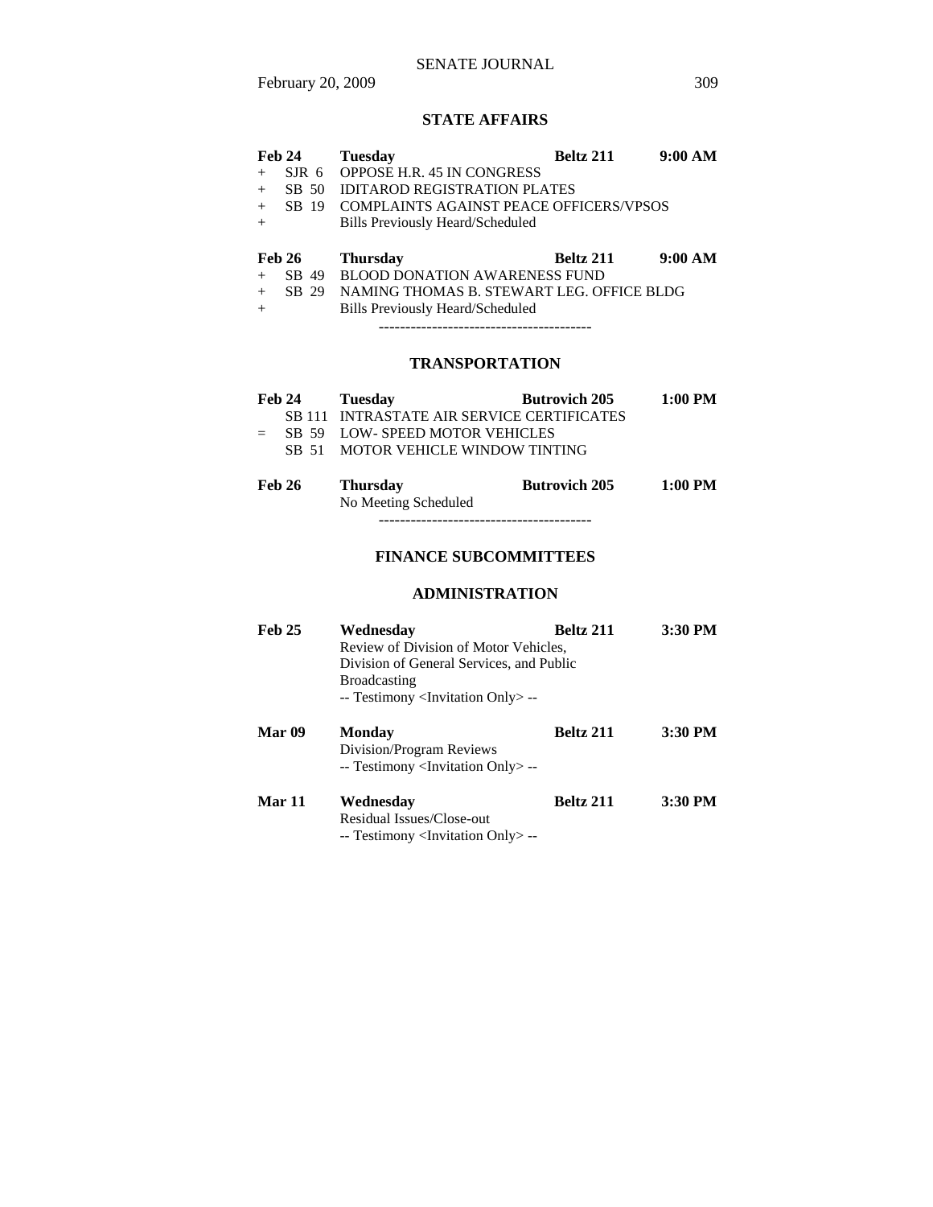## STATE AFFAIRS

| | | | | |
|---|---|---|---|---|
| **Feb 24** | | **Tuesday** | **Beltz 211** | **9:00 AM** |
| + | SJR 6 | OPPOSE H.R. 45 IN CONGRESS | | |
| + | SB 50 | IDITAROD REGISTRATION PLATES | | |
| + | SB 19 | COMPLAINTS AGAINST PEACE OFFICERS/VPSOS | | |
| + | | Bills Previously Heard/Scheduled | | |

| | | | | |
|---|---|---|---|---|
| **Feb 26** | | **Thursday** | **Beltz 211** | **9:00 AM** |
| + | SB 49 | BLOOD DONATION AWARENESS FUND | | |
| + | SB 29 | NAMING THOMAS B. STEWART LEG. OFFICE BLDG | | |
| + | | Bills Previously Heard/Scheduled | | |

----------------------------------------

## TRANSPORTATION

| | | | | |
|---|---|---|---|---|
| **Feb 24** | | **Tuesday** | **Butrovich 205** | **1:00 PM** |
| | SB 111 | INTRASTATE AIR SERVICE CERTIFICATES | | |
| = | SB 59 | LOW- SPEED MOTOR VEHICLES | | |
| | SB 51 | MOTOR VEHICLE WINDOW TINTING | | |

| | | | |
|---|---|---|---|
| **Feb 26** | **Thursday** | **Butrovich 205** | **1:00 PM** |
| | No Meeting Scheduled | | |

----------------------------------------

## FINANCE SUBCOMMITTEES

### ADMINISTRATION

| | | | |
|---|---|---|---|
| **Feb 25** | **Wednesday** | **Beltz 211** | **3:30 PM** |
| | Review of Division of Motor Vehicles, Division of General Services, and Public Broadcasting | | |
| | -- Testimony <Invitation Only> -- | | |
| **Mar 09** | **Monday** | **Beltz 211** | **3:30 PM** |
| | Division/Program Reviews | | |
| | -- Testimony <Invitation Only> -- | | |
| **Mar 11** | **Wednesday** | **Beltz 211** | **3:30 PM** |
| | Residual Issues/Close-out | | |
| | -- Testimony <Invitation Only> -- | | |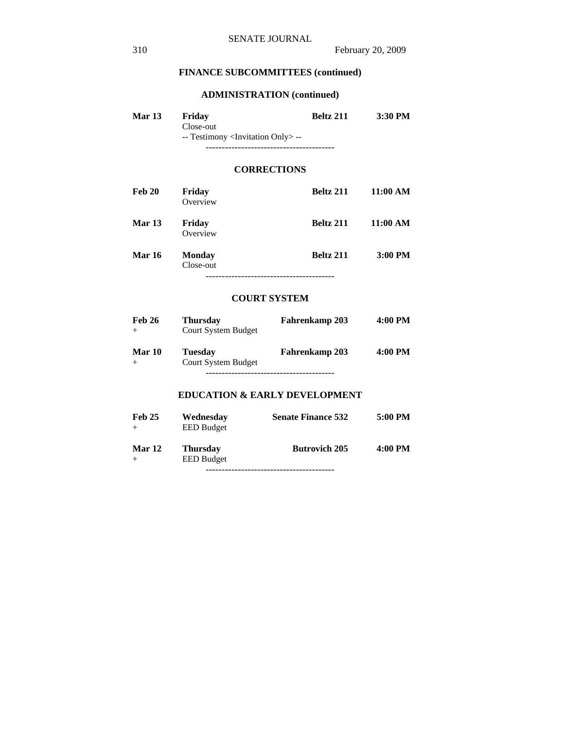## FINANCE SUBCOMMITTEES (continued)

### ADMINISTRATION (continued)

**Mar 13** **Friday** **Beltz 211** **3:30 PM**
Close-out
-- Testimony <Invitation Only> --

----------------------------------------

### CORRECTIONS

**Feb 20** **Friday** **Beltz 211** **11:00 AM**
Overview

**Mar 13** **Friday** **Beltz 211** **11:00 AM**
Overview

**Mar 16** **Monday** **Beltz 211** **3:00 PM**
Close-out

----------------------------------------

### COURT SYSTEM

**Feb 26** **Thursday** **Fahrenkamp 203** **4:00 PM**
\+ Court System Budget

**Mar 10** **Tuesday** **Fahrenkamp 203** **4:00 PM**
\+ Court System Budget

----------------------------------------

### EDUCATION & EARLY DEVELOPMENT

**Feb 25** **Wednesday** **Senate Finance 532** **5:00 PM**
\+ EED Budget

**Mar 12** **Thursday** **Butrovich 205** **4:00 PM**
\+ EED Budget

----------------------------------------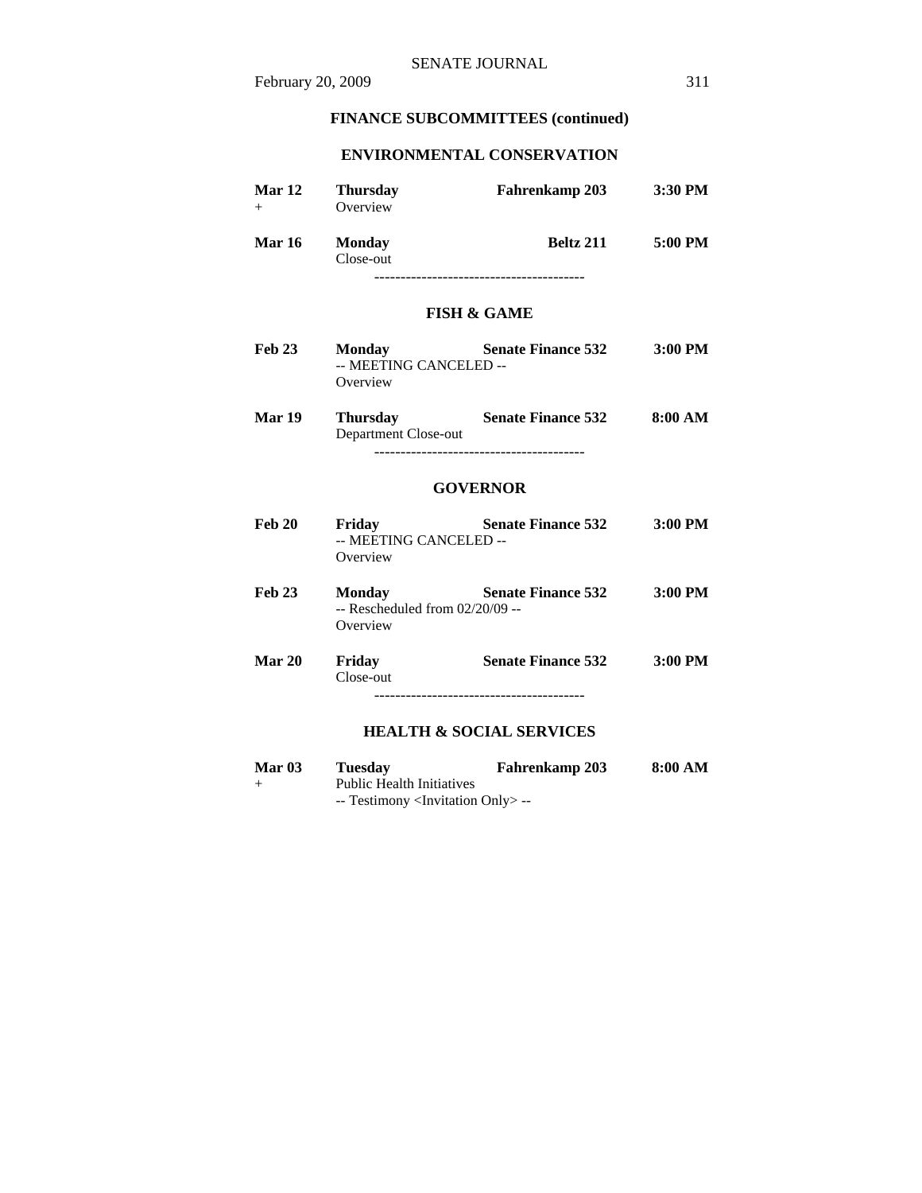## FINANCE SUBCOMMITTEES (continued)

### ENVIRONMENTAL CONSERVATION

| | | | |
|---|---|---|---|
| **Mar 12** + | **Thursday** Overview | **Fahrenkamp 203** | **3:30 PM** |
| **Mar 16** | **Monday** Close-out | **Beltz 211** | **5:00 PM** |

----------------------------------------

### FISH & GAME

| | | | |
|---|---|---|---|
| **Feb 23** | **Monday** -- MEETING CANCELED -- Overview | **Senate Finance 532** | **3:00 PM** |
| **Mar 19** | **Thursday** Department Close-out | **Senate Finance 532** | **8:00 AM** |

----------------------------------------

### GOVERNOR

| | | | |
|---|---|---|---|
| **Feb 20** | **Friday** -- MEETING CANCELED -- Overview | **Senate Finance 532** | **3:00 PM** |
| **Feb 23** | **Monday** -- Rescheduled from 02/20/09 -- Overview | **Senate Finance 532** | **3:00 PM** |
| **Mar 20** | **Friday** Close-out | **Senate Finance 532** | **3:00 PM** |

----------------------------------------

### HEALTH & SOCIAL SERVICES

| | | | |
|---|---|---|---|
| **Mar 03** + | **Tuesday** Public Health Initiatives -- Testimony <Invitation Only> -- | **Fahrenkamp 203** | **8:00 AM** |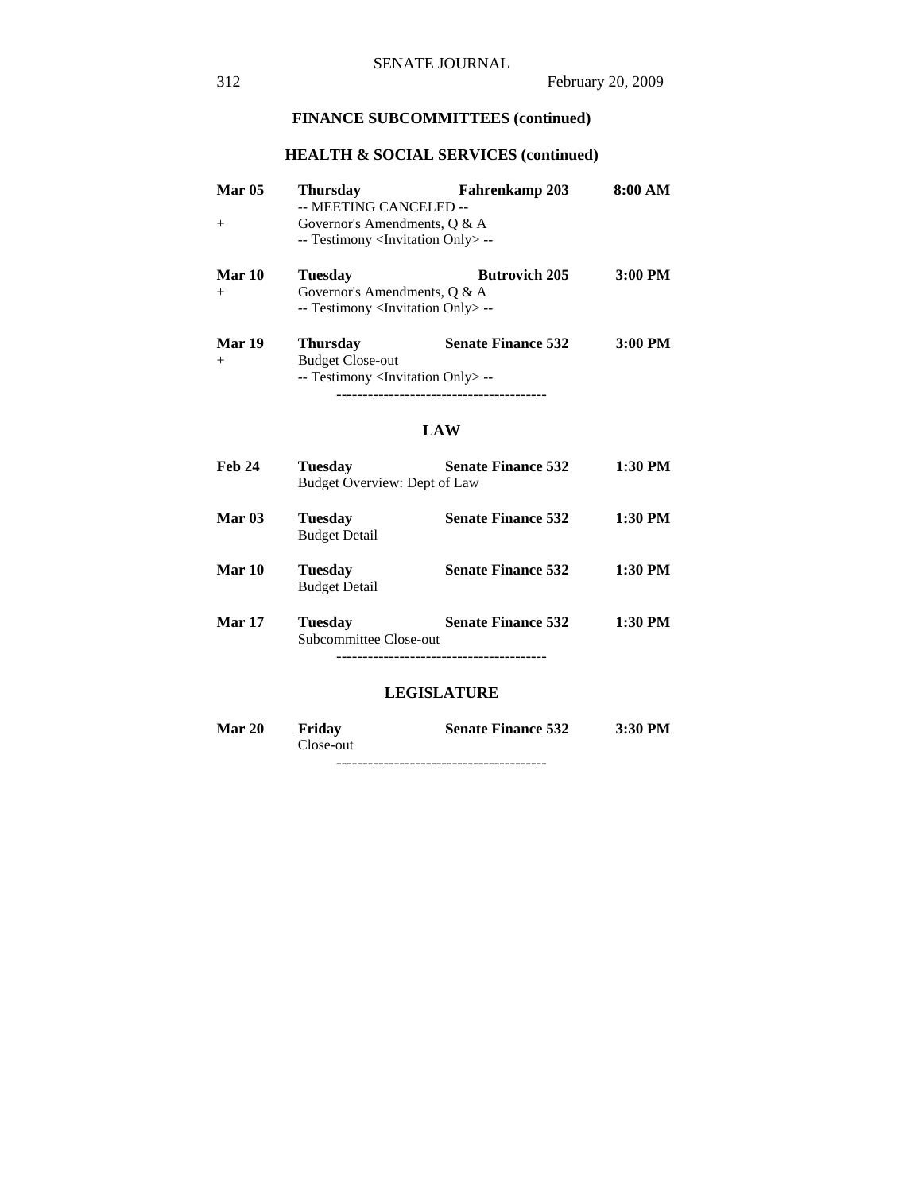## FINANCE SUBCOMMITTEES (continued)

### HEALTH & SOCIAL SERVICES (continued)

**Mar 05** **Thursday** **Fahrenkamp 203** **8:00 AM**
-- MEETING CANCELED --
\+ Governor's Amendments, Q & A
-- Testimony <Invitation Only> --

**Mar 10** **Tuesday** **Butrovich 205** **3:00 PM**
\+ Governor's Amendments, Q & A
-- Testimony <Invitation Only> --

**Mar 19** **Thursday** **Senate Finance 532** **3:00 PM**
\+ Budget Close-out
-- Testimony <Invitation Only> --

----------------------------------------

### LAW

**Feb 24** **Tuesday** **Senate Finance 532** **1:30 PM**
Budget Overview: Dept of Law

**Mar 03** **Tuesday** **Senate Finance 532** **1:30 PM**
Budget Detail

**Mar 10** **Tuesday** **Senate Finance 532** **1:30 PM**
Budget Detail

**Mar 17** **Tuesday** **Senate Finance 532** **1:30 PM**
Subcommittee Close-out

----------------------------------------

### LEGISLATURE

**Mar 20** **Friday** **Senate Finance 532** **3:30 PM**
Close-out

----------------------------------------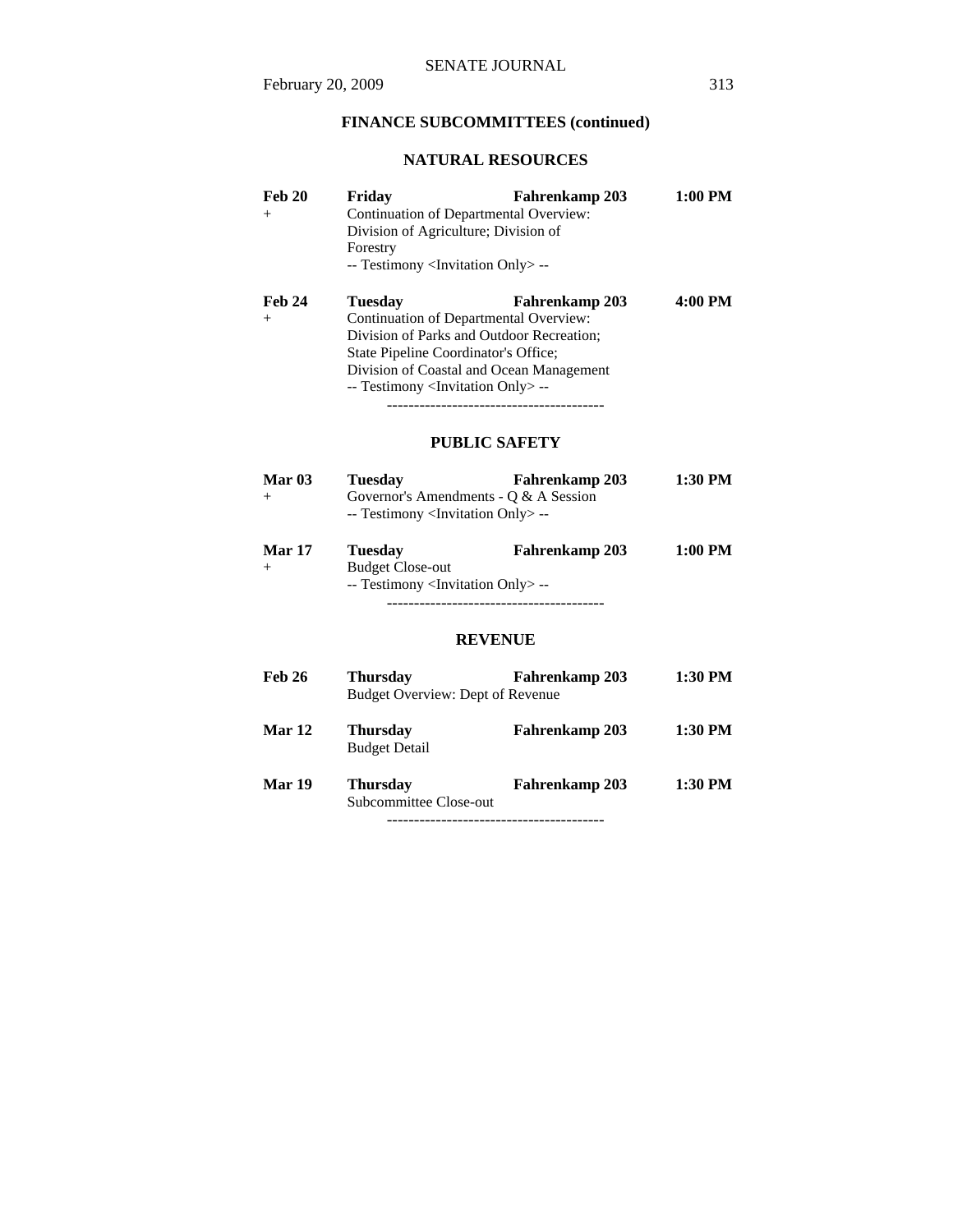## FINANCE SUBCOMMITTEES (continued)

### NATURAL RESOURCES

**Feb 20** **Friday** **Fahrenkamp 203** **1:00 PM**
\+ Continuation of Departmental Overview:
Division of Agriculture; Division of Forestry
-- Testimony <Invitation Only> --

**Feb 24** **Tuesday** **Fahrenkamp 203** **4:00 PM**
\+ Continuation of Departmental Overview:
Division of Parks and Outdoor Recreation;
State Pipeline Coordinator's Office;
Division of Coastal and Ocean Management
-- Testimony <Invitation Only> --

----------------------------------------

### PUBLIC SAFETY

**Mar 03** **Tuesday** **Fahrenkamp 203** **1:30 PM**
\+ Governor's Amendments - Q & A Session
-- Testimony <Invitation Only> --

**Mar 17** **Tuesday** **Fahrenkamp 203** **1:00 PM**
\+ Budget Close-out
-- Testimony <Invitation Only> --

----------------------------------------

### REVENUE

**Feb 26** **Thursday** **Fahrenkamp 203** **1:30 PM**
Budget Overview: Dept of Revenue

**Mar 12** **Thursday** **Fahrenkamp 203** **1:30 PM**
Budget Detail

**Mar 19** **Thursday** **Fahrenkamp 203** **1:30 PM**
Subcommittee Close-out

----------------------------------------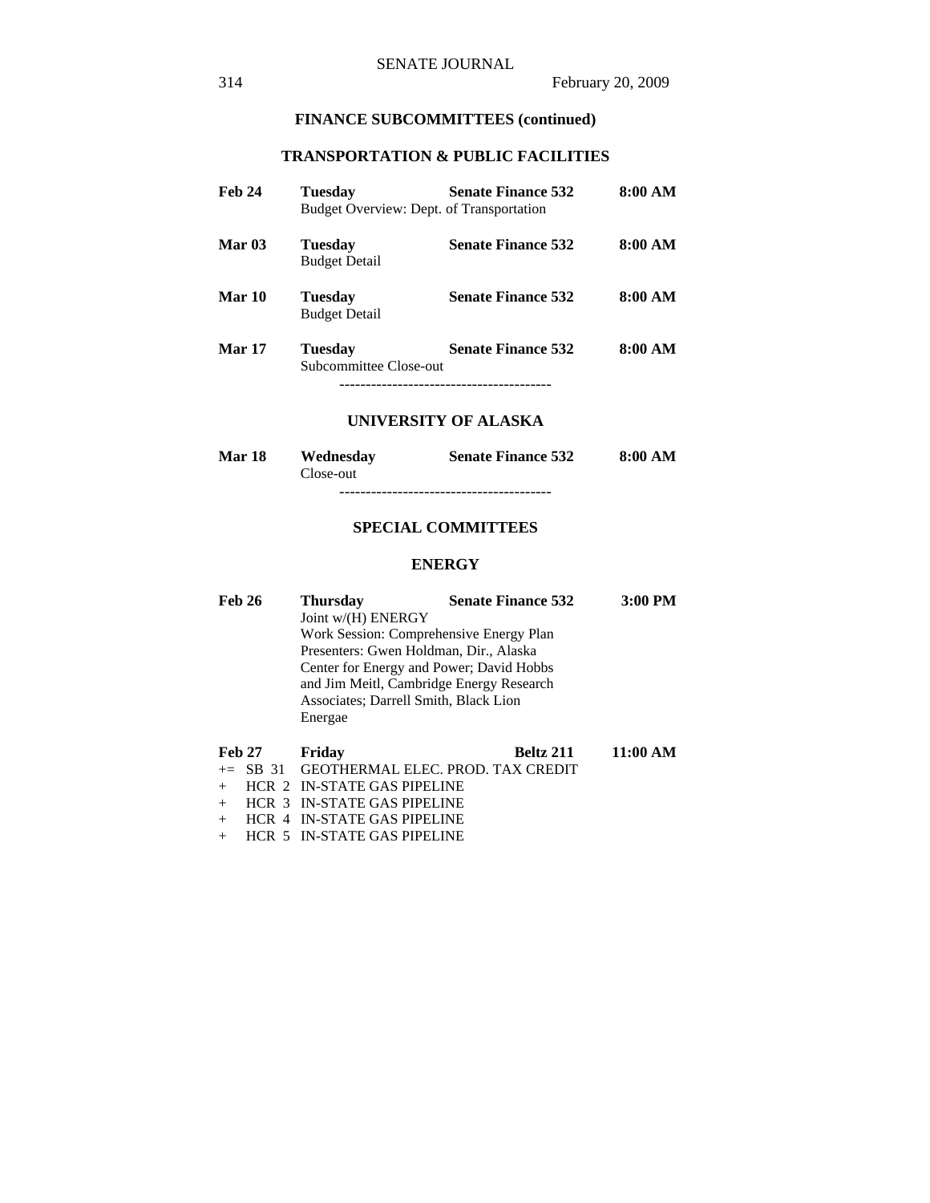## FINANCE SUBCOMMITTEES (continued)

### TRANSPORTATION & PUBLIC FACILITIES

**Feb 24** **Tuesday** **Senate Finance 532** **8:00 AM**
Budget Overview: Dept. of Transportation

**Mar 03** **Tuesday** **Senate Finance 532** **8:00 AM**
Budget Detail

**Mar 10** **Tuesday** **Senate Finance 532** **8:00 AM**
Budget Detail

**Mar 17** **Tuesday** **Senate Finance 532** **8:00 AM**
Subcommittee Close-out

----------------------------------------

### UNIVERSITY OF ALASKA

**Mar 18** **Wednesday** **Senate Finance 532** **8:00 AM**
Close-out

----------------------------------------

## SPECIAL COMMITTEES

### ENERGY

**Feb 26** **Thursday** **Senate Finance 532** **3:00 PM**
Joint w/(H) ENERGY
Work Session: Comprehensive Energy Plan
Presenters: Gwen Holdman, Dir., Alaska Center for Energy and Power; David Hobbs and Jim Meitl, Cambridge Energy Research Associates; Darrell Smith, Black Lion Energae

**Feb 27** **Friday** **Beltz 211** **11:00 AM**
+= SB 31 GEOTHERMAL ELEC. PROD. TAX CREDIT
+ HCR 2 IN-STATE GAS PIPELINE
+ HCR 3 IN-STATE GAS PIPELINE
+ HCR 4 IN-STATE GAS PIPELINE
+ HCR 5 IN-STATE GAS PIPELINE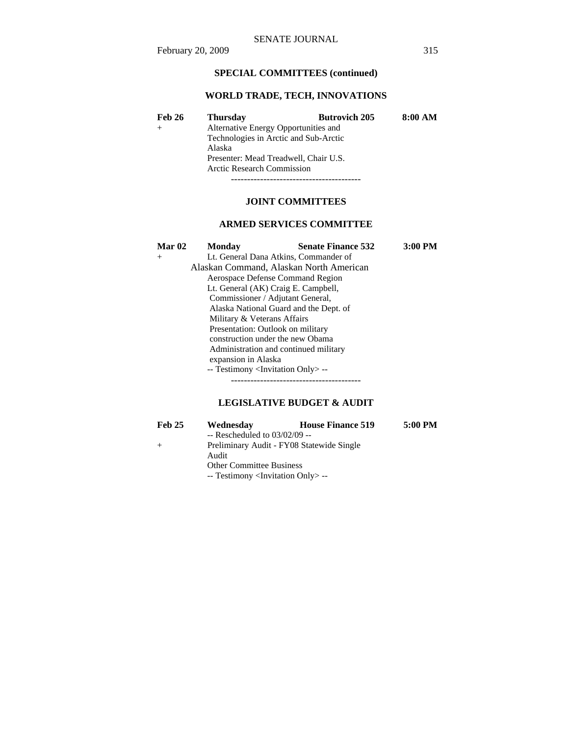## SPECIAL COMMITTEES (continued)

### WORLD TRADE, TECH, INNOVATIONS

| | | | |
|---|---|---|---|
| **Feb 26** | **Thursday** | **Butrovich 205** | **8:00 AM** |
| + | Alternative Energy Opportunities and Technologies in Arctic and Sub-Arctic Alaska<br>Presenter: Mead Treadwell, Chair U.S. Arctic Research Commission | | |

----------------------------------------

## JOINT COMMITTEES

### ARMED SERVICES COMMITTEE

| | | | |
|---|---|---|---|
| **Mar 02** | **Monday** | **Senate Finance 532** | **3:00 PM** |
| + | Lt. General Dana Atkins, Commander of Alaskan Command, Alaskan North American Aerospace Defense Command Region<br>Lt. General (AK) Craig E. Campbell, Commissioner / Adjutant General, Alaska National Guard and the Dept. of Military & Veterans Affairs<br>Presentation: Outlook on military construction under the new Obama Administration and continued military expansion in Alaska<br>-- Testimony <Invitation Only> -- | | |

----------------------------------------

### LEGISLATIVE BUDGET & AUDIT

| | | | |
|---|---|---|---|
| **Feb 25** | **Wednesday** | **House Finance 519** | **5:00 PM** |
| | -- Rescheduled to 03/02/09 -- | | |
| + | Preliminary Audit - FY08 Statewide Single Audit<br>Other Committee Business<br>-- Testimony <Invitation Only> -- | | |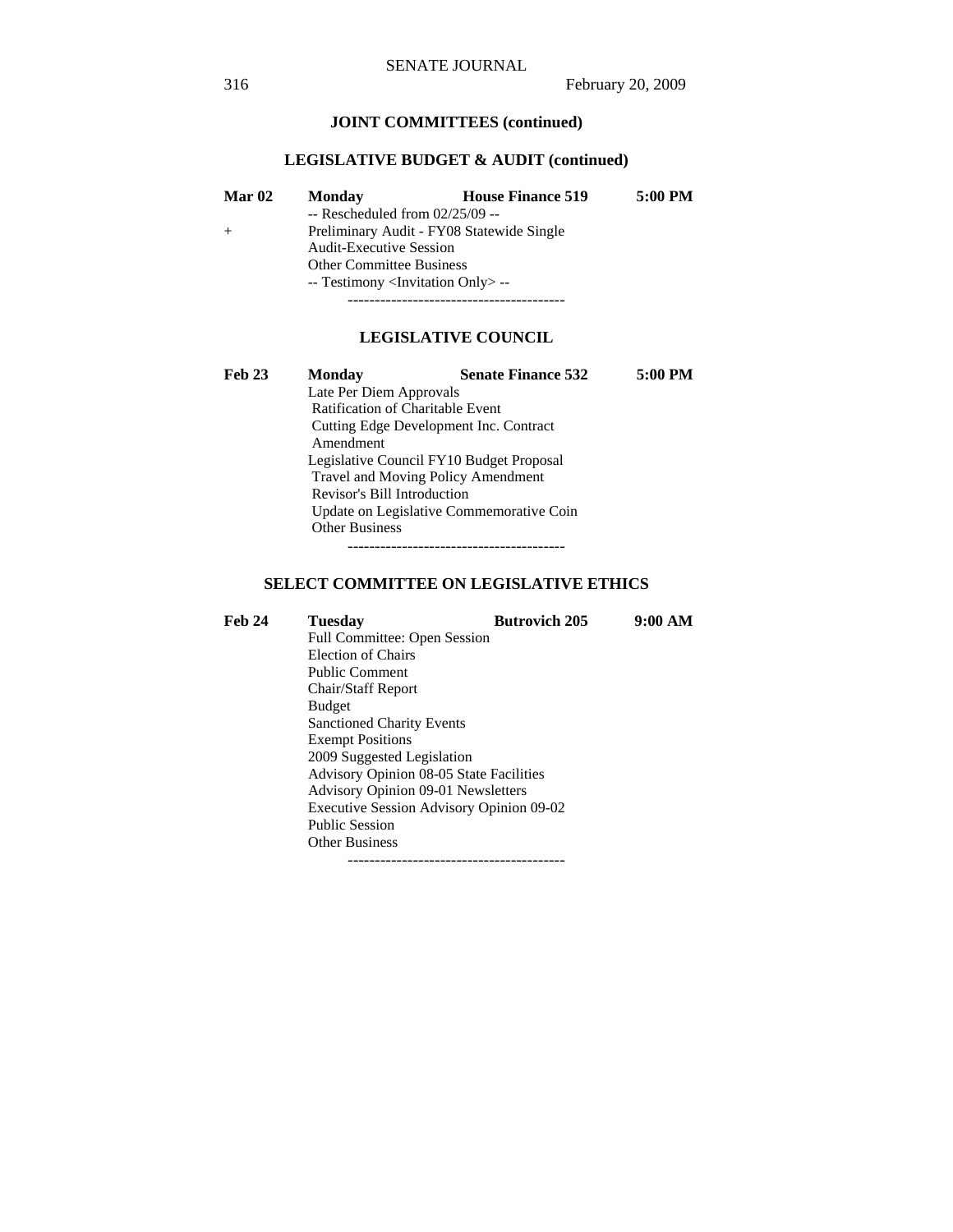## JOINT COMMITTEES (continued)

### LEGISLATIVE BUDGET & AUDIT (continued)

| | | | |
|---|---|---|---|
| **Mar 02** | **Monday** | **House Finance 519** | **5:00 PM** |
| | -- Rescheduled from 02/25/09 -- | | |
| + | Preliminary Audit - FY08 Statewide Single Audit-Executive Session | | |
| | Other Committee Business | | |
| | -- Testimony <Invitation Only> -- | | |

----------------------------------------

### LEGISLATIVE COUNCIL

| | | | |
|---|---|---|---|
| **Feb 23** | **Monday** | **Senate Finance 532** | **5:00 PM** |
| | Late Per Diem Approvals | | |
| | Ratification of Charitable Event | | |
| | Cutting Edge Development Inc. Contract Amendment | | |
| | Legislative Council FY10 Budget Proposal | | |
| | Travel and Moving Policy Amendment | | |
| | Revisor's Bill Introduction | | |
| | Update on Legislative Commemorative Coin | | |
| | Other Business | | |

----------------------------------------

### SELECT COMMITTEE ON LEGISLATIVE ETHICS

| | | | |
|---|---|---|---|
| **Feb 24** | **Tuesday** | **Butrovich 205** | **9:00 AM** |
| | Full Committee: Open Session | | |
| | Election of Chairs | | |
| | Public Comment | | |
| | Chair/Staff Report | | |
| | Budget | | |
| | Sanctioned Charity Events | | |
| | Exempt Positions | | |
| | 2009 Suggested Legislation | | |
| | Advisory Opinion 08-05 State Facilities | | |
| | Advisory Opinion 09-01 Newsletters | | |
| | Executive Session Advisory Opinion 09-02 | | |
| | Public Session | | |
| | Other Business | | |

----------------------------------------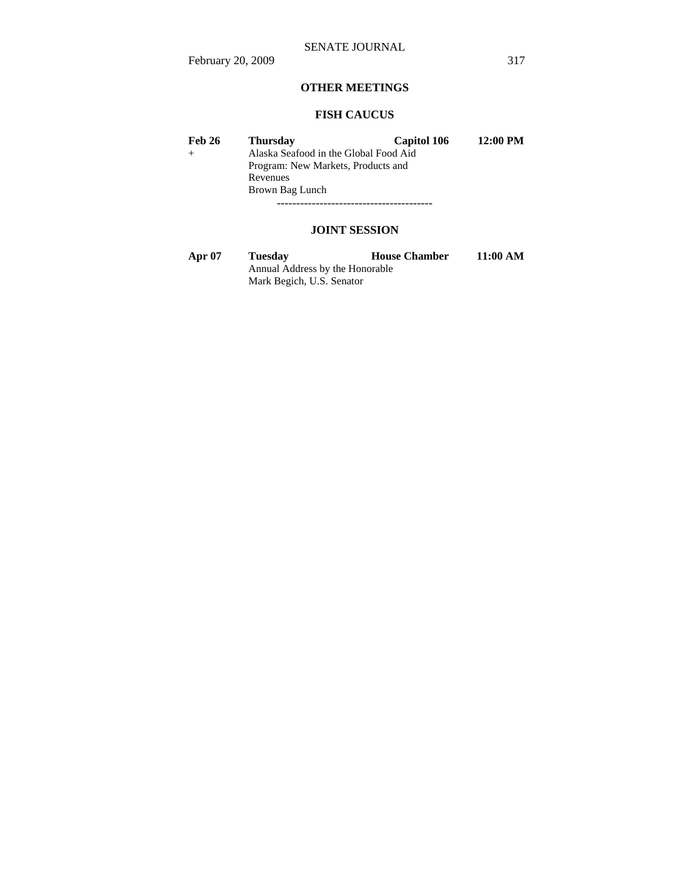## OTHER MEETINGS

### FISH CAUCUS

| | | | |
|---|---|---|---|
| **Feb 26** | **Thursday** | **Capitol 106** | **12:00 PM** |
| + | Alaska Seafood in the Global Food Aid Program: New Markets, Products and Revenues<br>Brown Bag Lunch | | |

----------------------------------------

### JOINT SESSION

| | | | |
|---|---|---|---|
| **Apr 07** | **Tuesday** | **House Chamber** | **11:00 AM** |
| | Annual Address by the Honorable Mark Begich, U.S. Senator | | |